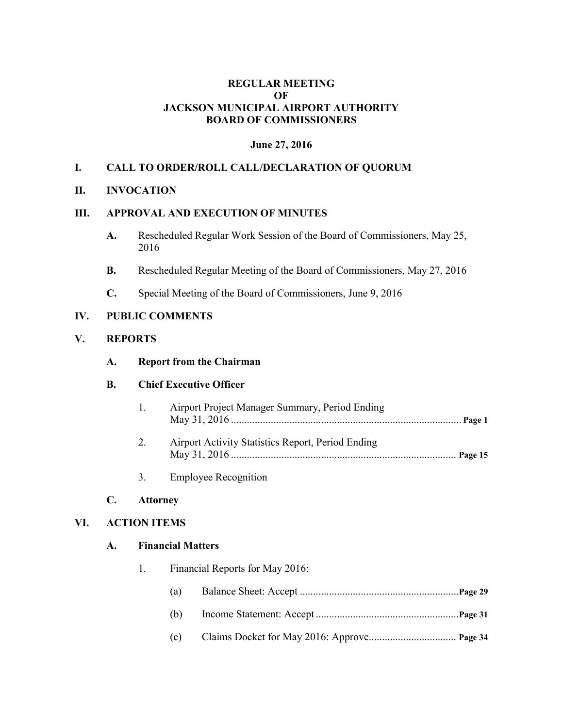**REGULAR MEETING**
**OF**
**JACKSON MUNICIPAL AIRPORT AUTHORITY**
**BOARD OF COMMISSIONERS**

**June 27, 2016**

## I. CALL TO ORDER/ROLL CALL/DECLARATION OF QUORUM

## II. INVOCATION

## III. APPROVAL AND EXECUTION OF MINUTES

**A.** Rescheduled Regular Work Session of the Board of Commissioners, May 25, 2016

**B.** Rescheduled Regular Meeting of the Board of Commissioners, May 27, 2016

**C.** Special Meeting of the Board of Commissioners, June 9, 2016

## IV. PUBLIC COMMENTS

## V. REPORTS

**A. Report from the Chairman**

**B. Chief Executive Officer**

1. Airport Project Manager Summary, Period Ending May 31, 2016 ........................................................................................ **Page 1**

2. Airport Activity Statistics Report, Period Ending May 31, 2016 ........................................................................................ **Page 15**

3. Employee Recognition

**C. Attorney**

## VI. ACTION ITEMS

**A. Financial Matters**

1. Financial Reports for May 2016:

   (a) Balance Sheet: Accept ............................................................**Page 29**

   (b) Income Statement: Accept ......................................................**Page 31**

   (c) Claims Docket for May 2016: Approve................................. **Page 34**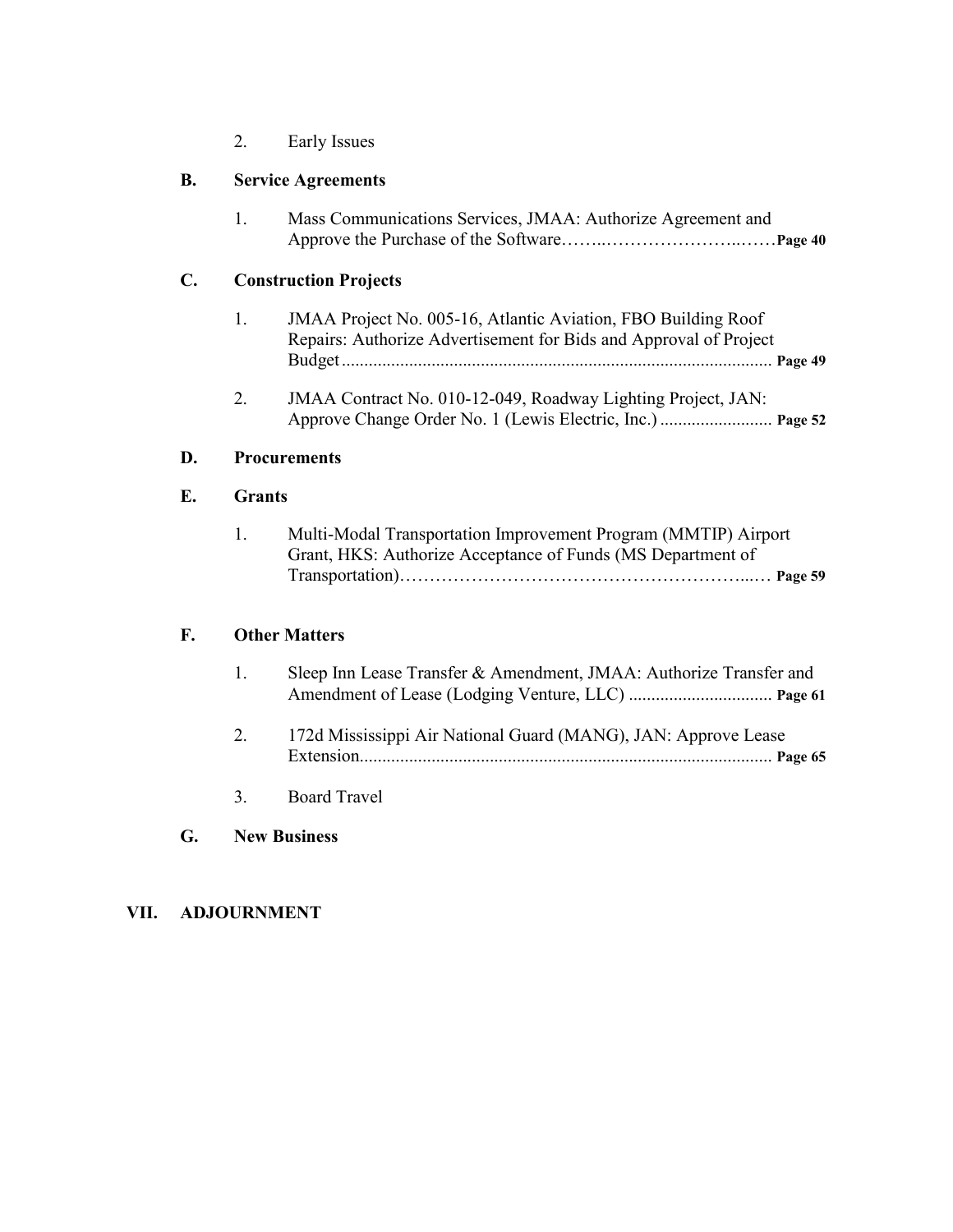2. Early Issues

**B. Service Agreements**

1. Mass Communications Services, JMAA: Authorize Agreement and Approve the Purchase of the Software……..……………………..……**Page 40**

**C. Construction Projects**

1. JMAA Project No. 005-16, Atlantic Aviation, FBO Building Roof Repairs: Authorize Advertisement for Bids and Approval of Project Budget.............................................................................................. **Page 49**

2. JMAA Contract No. 010-12-049, Roadway Lighting Project, JAN: Approve Change Order No. 1 (Lewis Electric, Inc.)......................... **Page 52**

**D. Procurements**

**E. Grants**

1. Multi-Modal Transportation Improvement Program (MMTIP) Airport Grant, HKS: Authorize Acceptance of Funds (MS Department of Transportation)…………………………………………………...… **Page 59**

**F. Other Matters**

1. Sleep Inn Lease Transfer & Amendment, JMAA: Authorize Transfer and Amendment of Lease (Lodging Venture, LLC) ................................ **Page 61**

2. 172d Mississippi Air National Guard (MANG), JAN: Approve Lease Extension........................................................................................... **Page 65**

3. Board Travel

**G. New Business**

**VII. ADJOURNMENT**